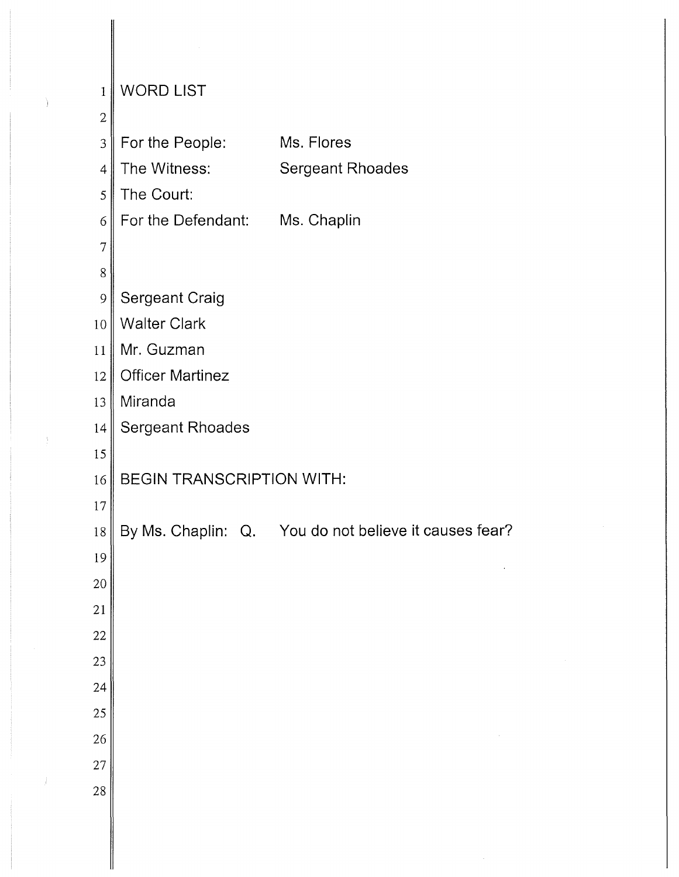# WORD LIST

| | |
|---|---|
| For the People: | Ms. Flores |
| The Witness: | Sergeant Rhoades |
| The Court: | |
| For the Defendant: | Ms. Chaplin |

Sergeant Craig
Walter Clark
Mr. Guzman
Officer Martinez
Miranda
Sergeant Rhoades

BEGIN TRANSCRIPTION WITH:

By Ms. Chaplin: Q. You do not believe it causes fear?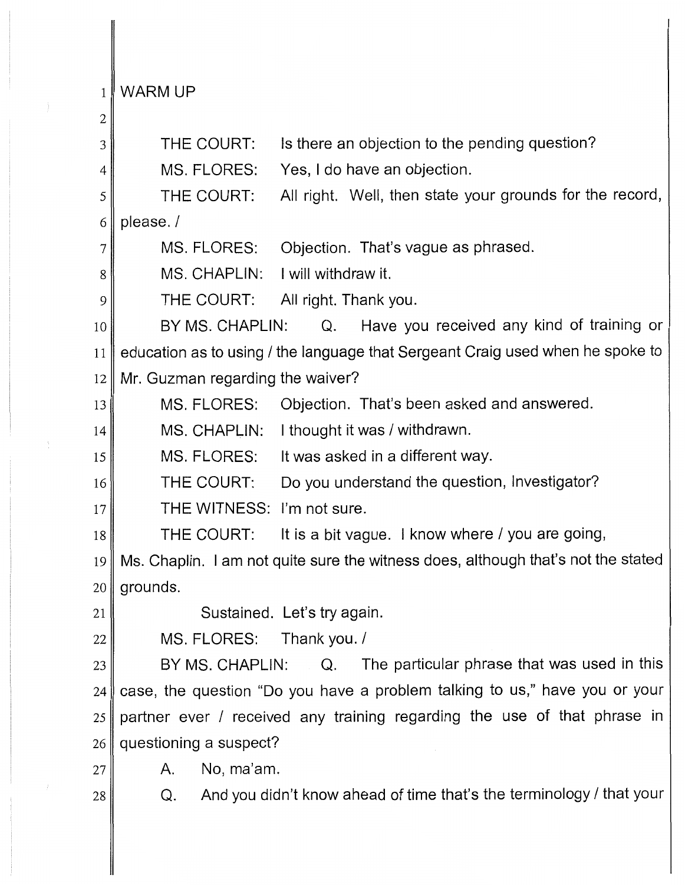WARM UP

THE COURT: Is there an objection to the pending question?

MS. FLORES: Yes, I do have an objection.

THE COURT: All right. Well, then state your grounds for the record, please. /

MS. FLORES: Objection. That's vague as phrased.

MS. CHAPLIN: I will withdraw it.

THE COURT: All right. Thank you.

BY MS. CHAPLIN: Q. Have you received any kind of training or education as to using / the language that Sergeant Craig used when he spoke to Mr. Guzman regarding the waiver?

MS. FLORES: Objection. That's been asked and answered.

MS. CHAPLIN: I thought it was / withdrawn.

MS. FLORES: It was asked in a different way.

THE COURT: Do you understand the question, Investigator?

THE WITNESS: I'm not sure.

THE COURT: It is a bit vague. I know where / you are going, Ms. Chaplin. I am not quite sure the witness does, although that's not the stated grounds.

Sustained. Let's try again.

MS. FLORES: Thank you. /

BY MS. CHAPLIN: Q. The particular phrase that was used in this case, the question "Do you have a problem talking to us," have you or your partner ever / received any training regarding the use of that phrase in questioning a suspect?

A. No, ma'am.

Q. And you didn't know ahead of time that's the terminology / that your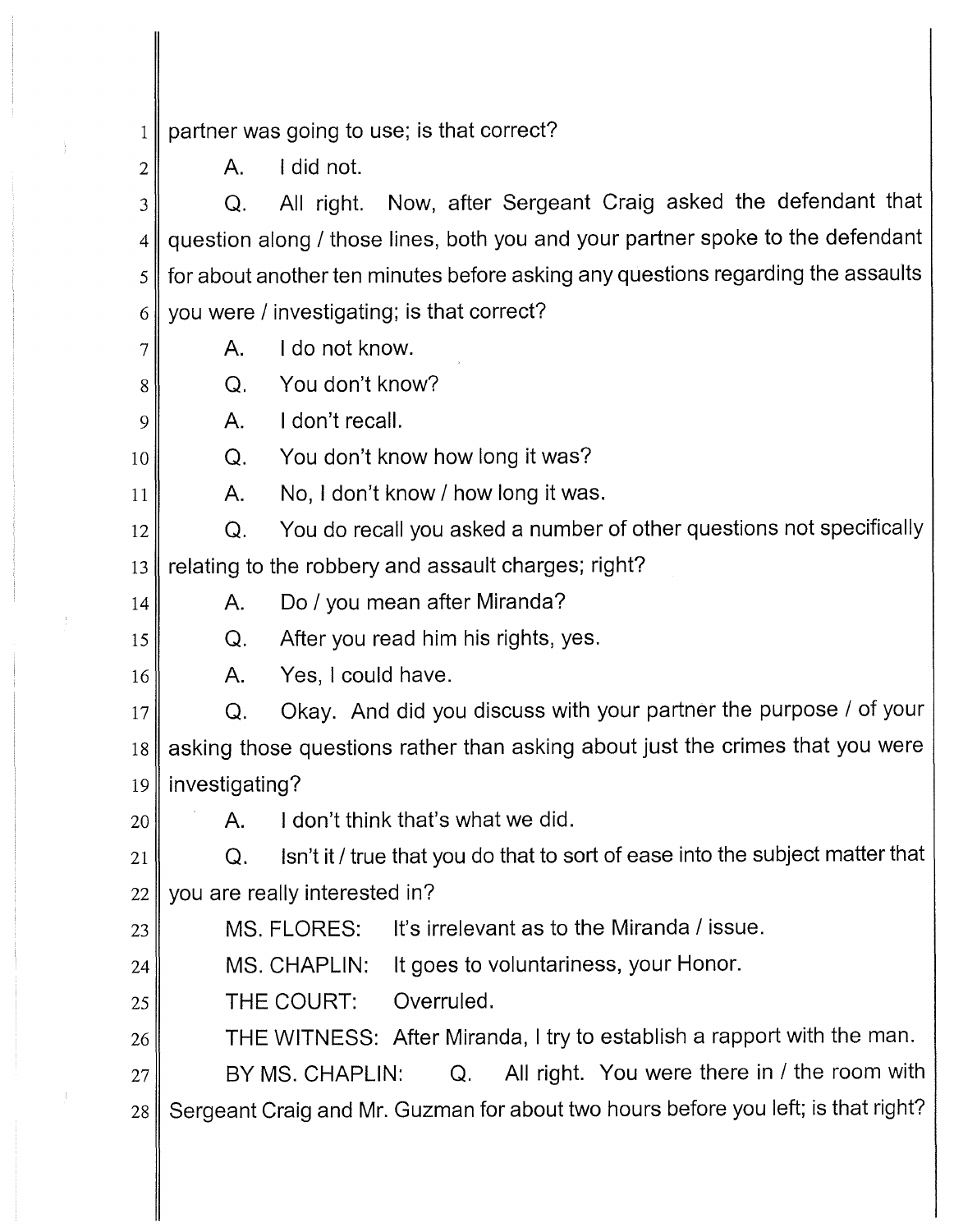partner was going to use; is that correct?

A. I did not.

Q. All right. Now, after Sergeant Craig asked the defendant that question along / those lines, both you and your partner spoke to the defendant for about another ten minutes before asking any questions regarding the assaults you were / investigating; is that correct?

A. I do not know.

Q. You don't know?

A. I don't recall.

Q. You don't know how long it was?

A. No, I don't know / how long it was.

Q. You do recall you asked a number of other questions not specifically relating to the robbery and assault charges; right?

A. Do / you mean after Miranda?

Q. After you read him his rights, yes.

A. Yes, I could have.

Q. Okay. And did you discuss with your partner the purpose / of your asking those questions rather than asking about just the crimes that you were investigating?

A. I don't think that's what we did.

Q. Isn't it / true that you do that to sort of ease into the subject matter that you are really interested in?

MS. FLORES: It's irrelevant as to the Miranda / issue.

MS. CHAPLIN: It goes to voluntariness, your Honor.

THE COURT: Overruled.

THE WITNESS: After Miranda, I try to establish a rapport with the man.

BY MS. CHAPLIN: Q. All right. You were there in / the room with Sergeant Craig and Mr. Guzman for about two hours before you left; is that right?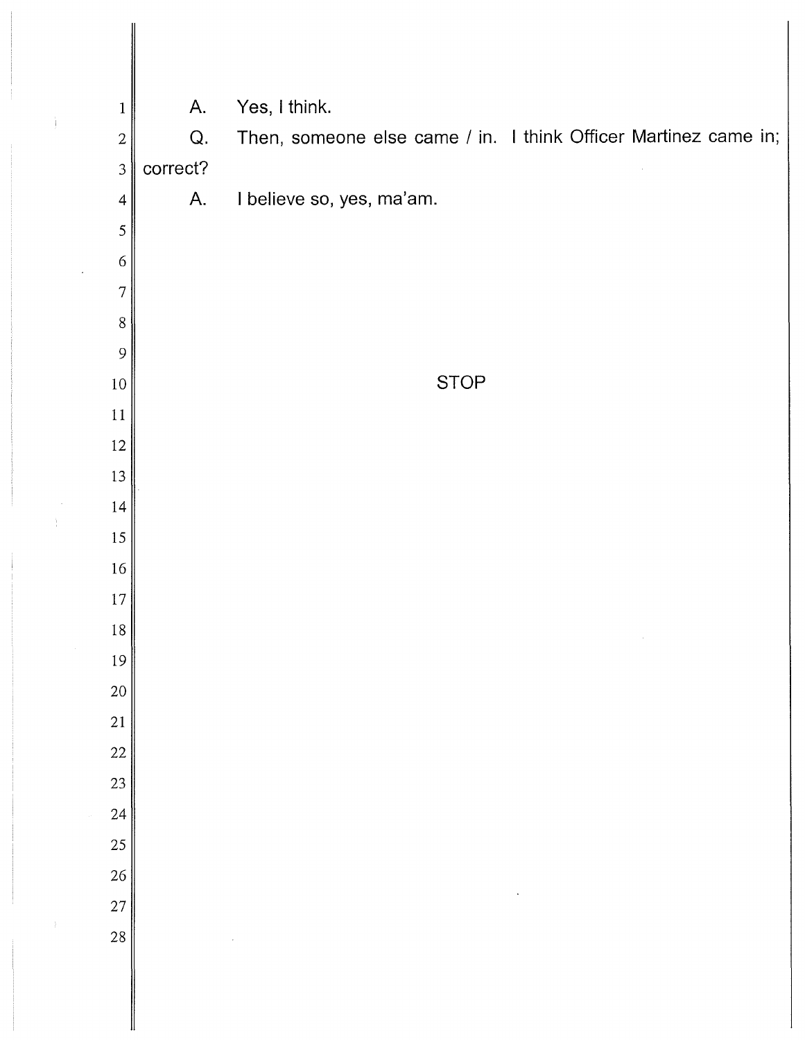A. Yes, I think.

Q. Then, someone else came / in. I think Officer Martinez came in; correct?

A. I believe so, yes, ma'am.

STOP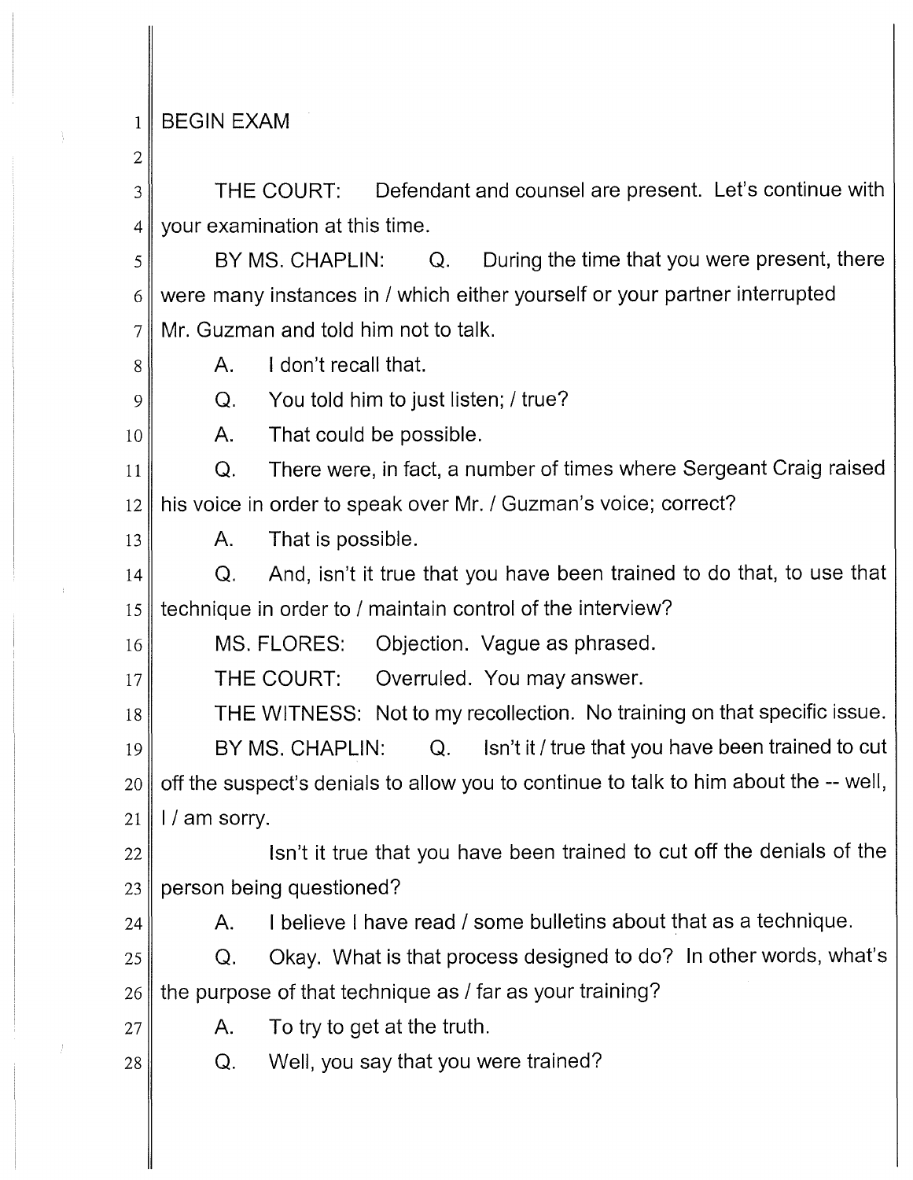BEGIN EXAM

THE COURT: Defendant and counsel are present. Let's continue with your examination at this time.

BY MS. CHAPLIN: Q. During the time that you were present, there were many instances in / which either yourself or your partner interrupted Mr. Guzman and told him not to talk.

A. I don't recall that.

Q. You told him to just listen; / true?

A. That could be possible.

Q. There were, in fact, a number of times where Sergeant Craig raised his voice in order to speak over Mr. / Guzman's voice; correct?

A. That is possible.

Q. And, isn't it true that you have been trained to do that, to use that technique in order to / maintain control of the interview?

MS. FLORES: Objection. Vague as phrased.

THE COURT: Overruled. You may answer.

THE WITNESS: Not to my recollection. No training on that specific issue.

BY MS. CHAPLIN: Q. Isn't it / true that you have been trained to cut off the suspect's denials to allow you to continue to talk to him about the -- well, I / am sorry.

Isn't it true that you have been trained to cut off the denials of the person being questioned?

A. I believe I have read / some bulletins about that as a technique.

Q. Okay. What is that process designed to do? In other words, what's the purpose of that technique as / far as your training?

A. To try to get at the truth.

Q. Well, you say that you were trained?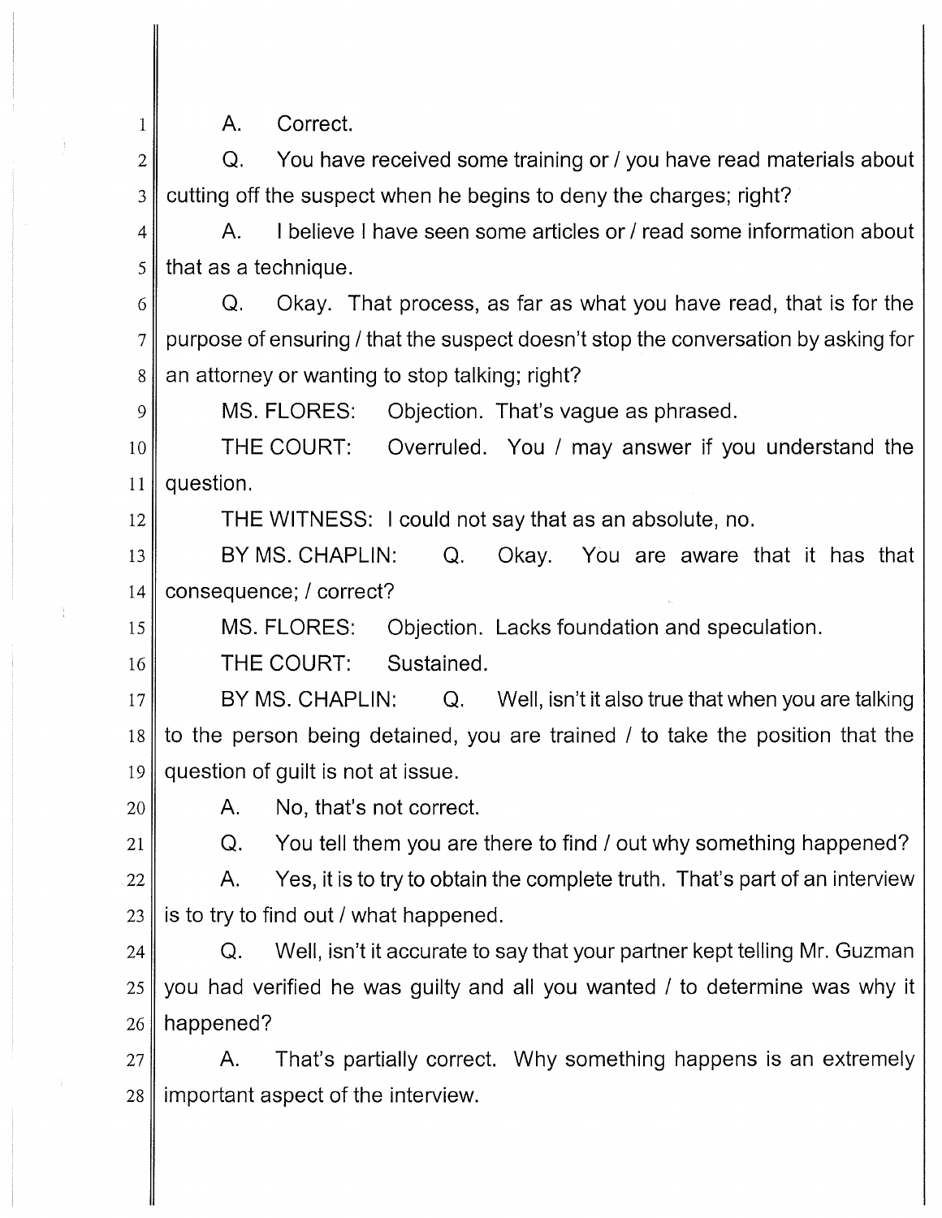A. Correct.

Q. You have received some training or / you have read materials about cutting off the suspect when he begins to deny the charges; right?

A. I believe I have seen some articles or / read some information about that as a technique.

Q. Okay. That process, as far as what you have read, that is for the purpose of ensuring / that the suspect doesn't stop the conversation by asking for an attorney or wanting to stop talking; right?

MS. FLORES: Objection. That's vague as phrased.

THE COURT: Overruled. You / may answer if you understand the question.

THE WITNESS: I could not say that as an absolute, no.

BY MS. CHAPLIN: Q. Okay. You are aware that it has that consequence; / correct?

MS. FLORES: Objection. Lacks foundation and speculation.

THE COURT: Sustained.

BY MS. CHAPLIN: Q. Well, isn't it also true that when you are talking to the person being detained, you are trained / to take the position that the question of guilt is not at issue.

A. No, that's not correct.

Q. You tell them you are there to find / out why something happened?

A. Yes, it is to try to obtain the complete truth. That's part of an interview is to try to find out / what happened.

Q. Well, isn't it accurate to say that your partner kept telling Mr. Guzman you had verified he was guilty and all you wanted / to determine was why it happened?

A. That's partially correct. Why something happens is an extremely important aspect of the interview.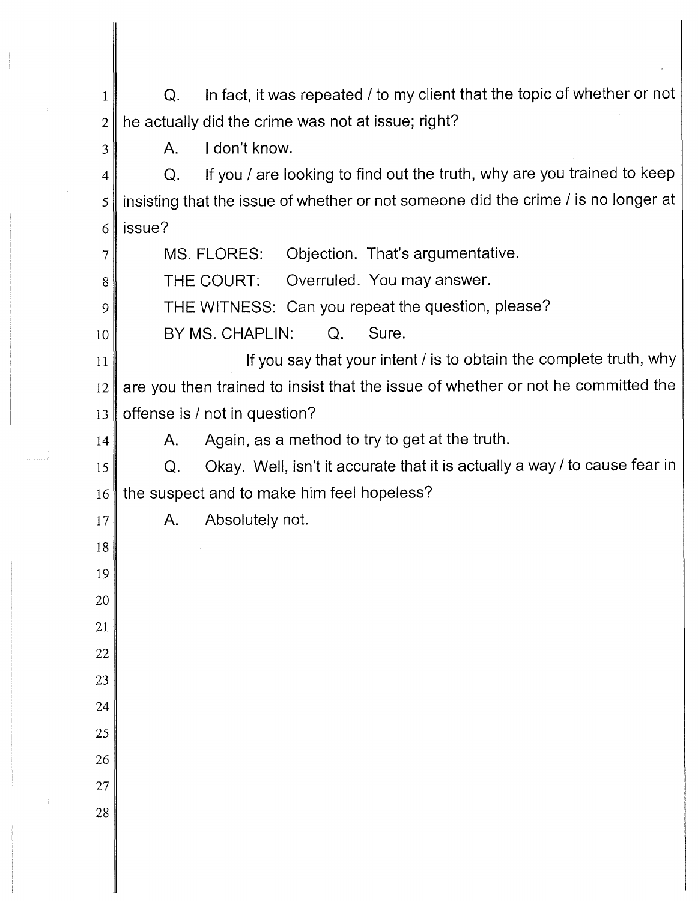Q. In fact, it was repeated / to my client that the topic of whether or not he actually did the crime was not at issue; right?

A. I don't know.

Q. If you / are looking to find out the truth, why are you trained to keep insisting that the issue of whether or not someone did the crime / is no longer at issue?

MS. FLORES: Objection. That's argumentative.

THE COURT: Overruled. You may answer.

THE WITNESS: Can you repeat the question, please?

BY MS. CHAPLIN: Q. Sure.

If you say that your intent / is to obtain the complete truth, why are you then trained to insist that the issue of whether or not he committed the offense is / not in question?

A. Again, as a method to try to get at the truth.

Q. Okay. Well, isn't it accurate that it is actually a way / to cause fear in the suspect and to make him feel hopeless?

A. Absolutely not.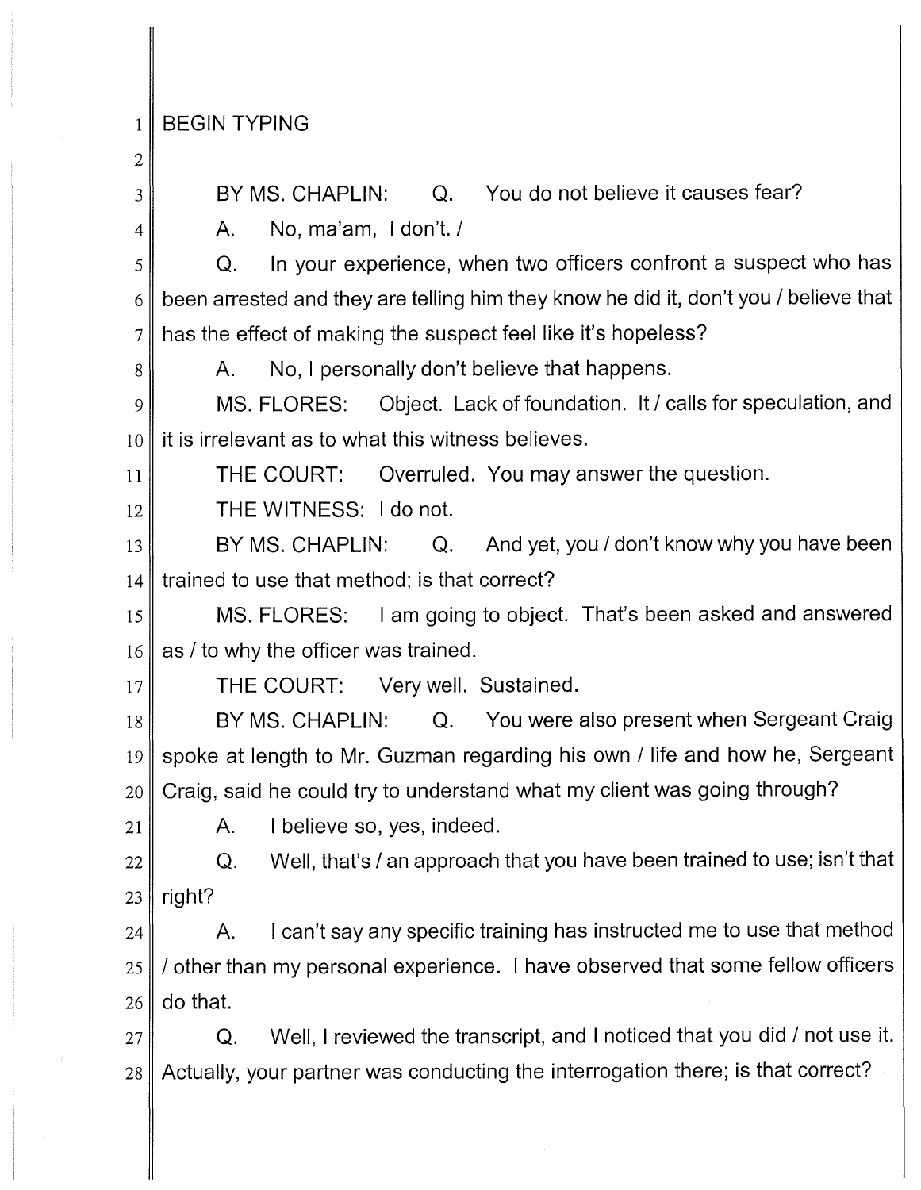BEGIN TYPING

BY MS. CHAPLIN: Q. You do not believe it causes fear?

A. No, ma'am, I don't. /

Q. In your experience, when two officers confront a suspect who has been arrested and they are telling him they know he did it, don't you / believe that has the effect of making the suspect feel like it's hopeless?

A. No, I personally don't believe that happens.

MS. FLORES: Object. Lack of foundation. It / calls for speculation, and it is irrelevant as to what this witness believes.

THE COURT: Overruled. You may answer the question.

THE WITNESS: I do not.

BY MS. CHAPLIN: Q. And yet, you / don't know why you have been trained to use that method; is that correct?

MS. FLORES: I am going to object. That's been asked and answered as / to why the officer was trained.

THE COURT: Very well. Sustained.

BY MS. CHAPLIN: Q. You were also present when Sergeant Craig spoke at length to Mr. Guzman regarding his own / life and how he, Sergeant Craig, said he could try to understand what my client was going through?

A. I believe so, yes, indeed.

Q. Well, that's / an approach that you have been trained to use; isn't that right?

A. I can't say any specific training has instructed me to use that method / other than my personal experience. I have observed that some fellow officers do that.

Q. Well, I reviewed the transcript, and I noticed that you did / not use it. Actually, your partner was conducting the interrogation there; is that correct?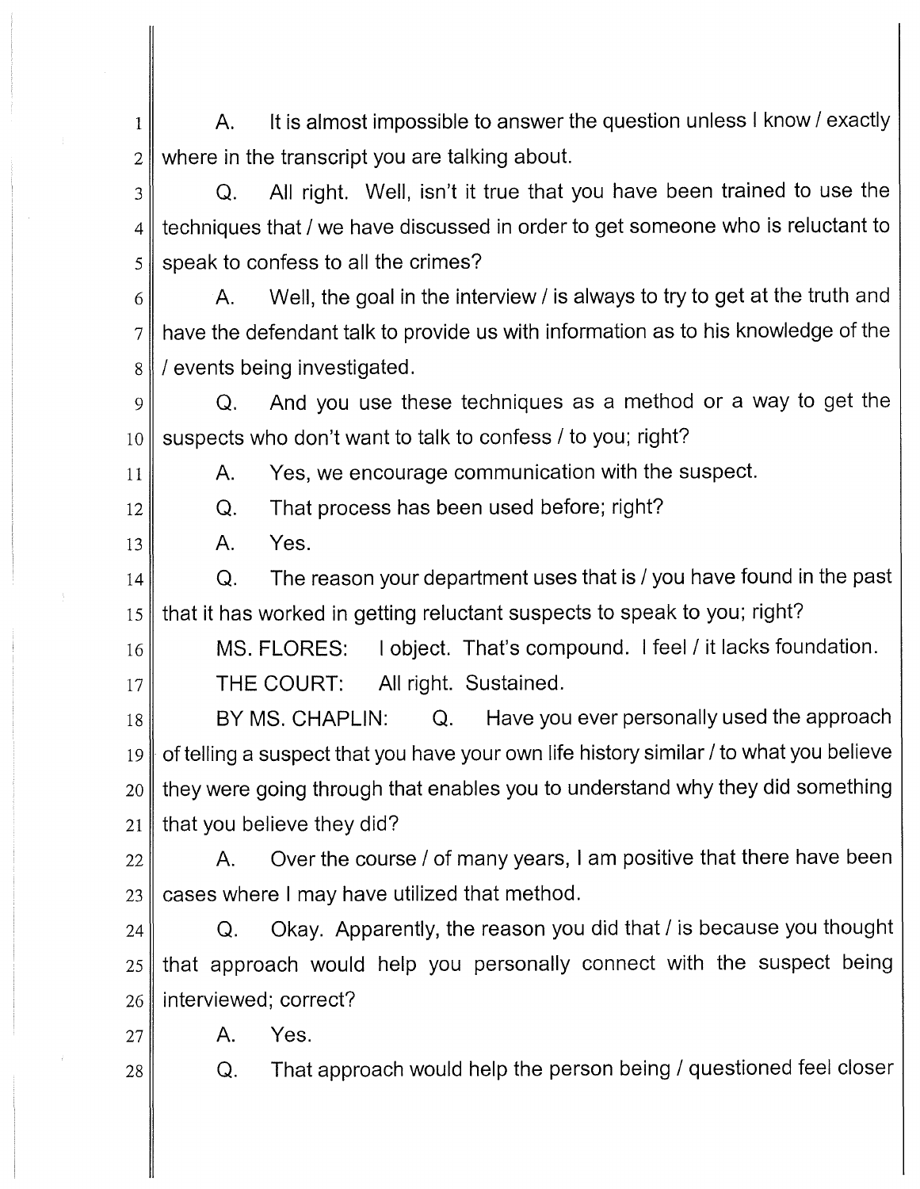A. It is almost impossible to answer the question unless I know / exactly where in the transcript you are talking about.

Q. All right. Well, isn't it true that you have been trained to use the techniques that / we have discussed in order to get someone who is reluctant to speak to confess to all the crimes?

A. Well, the goal in the interview / is always to try to get at the truth and have the defendant talk to provide us with information as to his knowledge of the / events being investigated.

Q. And you use these techniques as a method or a way to get the suspects who don't want to talk to confess / to you; right?

A. Yes, we encourage communication with the suspect.

Q. That process has been used before; right?

A. Yes.

Q. The reason your department uses that is / you have found in the past that it has worked in getting reluctant suspects to speak to you; right?

MS. FLORES: I object. That's compound. I feel / it lacks foundation.

THE COURT: All right. Sustained.

BY MS. CHAPLIN: Q. Have you ever personally used the approach of telling a suspect that you have your own life history similar / to what you believe they were going through that enables you to understand why they did something that you believe they did?

A. Over the course / of many years, I am positive that there have been cases where I may have utilized that method.

Q. Okay. Apparently, the reason you did that / is because you thought that approach would help you personally connect with the suspect being interviewed; correct?

A. Yes.

Q. That approach would help the person being / questioned feel closer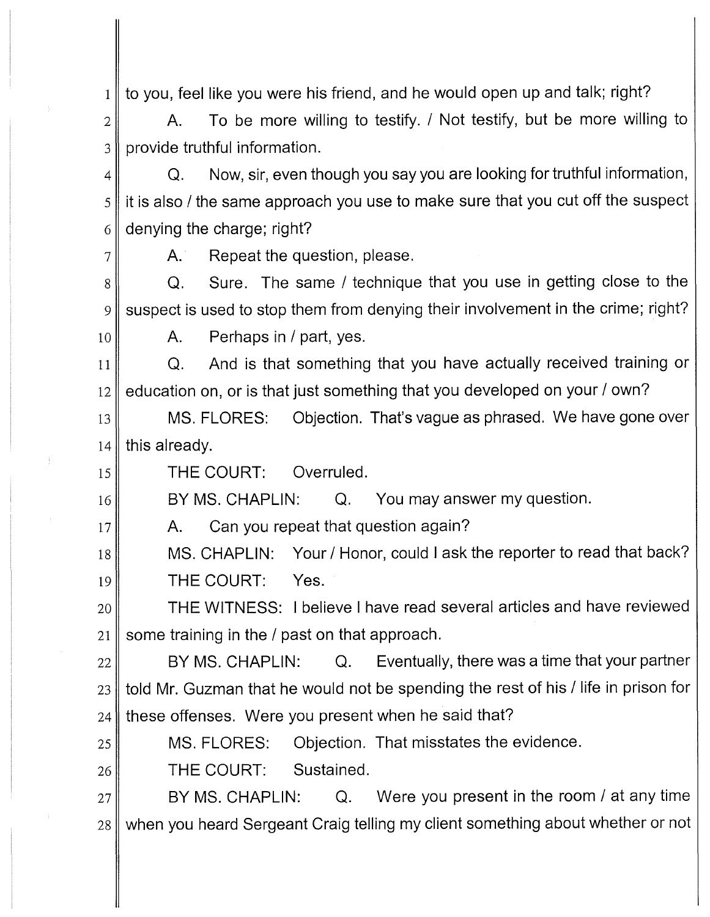to you, feel like you were his friend, and he would open up and talk; right?

A. To be more willing to testify. / Not testify, but be more willing to provide truthful information.

Q. Now, sir, even though you say you are looking for truthful information, it is also / the same approach you use to make sure that you cut off the suspect denying the charge; right?

A. Repeat the question, please.

Q. Sure. The same / technique that you use in getting close to the suspect is used to stop them from denying their involvement in the crime; right?

A. Perhaps in / part, yes.

Q. And is that something that you have actually received training or education on, or is that just something that you developed on your / own?

MS. FLORES: Objection. That's vague as phrased. We have gone over this already.

THE COURT: Overruled.

BY MS. CHAPLIN: Q. You may answer my question.

A. Can you repeat that question again?

MS. CHAPLIN: Your / Honor, could I ask the reporter to read that back?

THE COURT: Yes.

THE WITNESS: I believe I have read several articles and have reviewed some training in the / past on that approach.

BY MS. CHAPLIN: Q. Eventually, there was a time that your partner told Mr. Guzman that he would not be spending the rest of his / life in prison for these offenses. Were you present when he said that?

MS. FLORES: Objection. That misstates the evidence.

THE COURT: Sustained.

BY MS. CHAPLIN: Q. Were you present in the room / at any time when you heard Sergeant Craig telling my client something about whether or not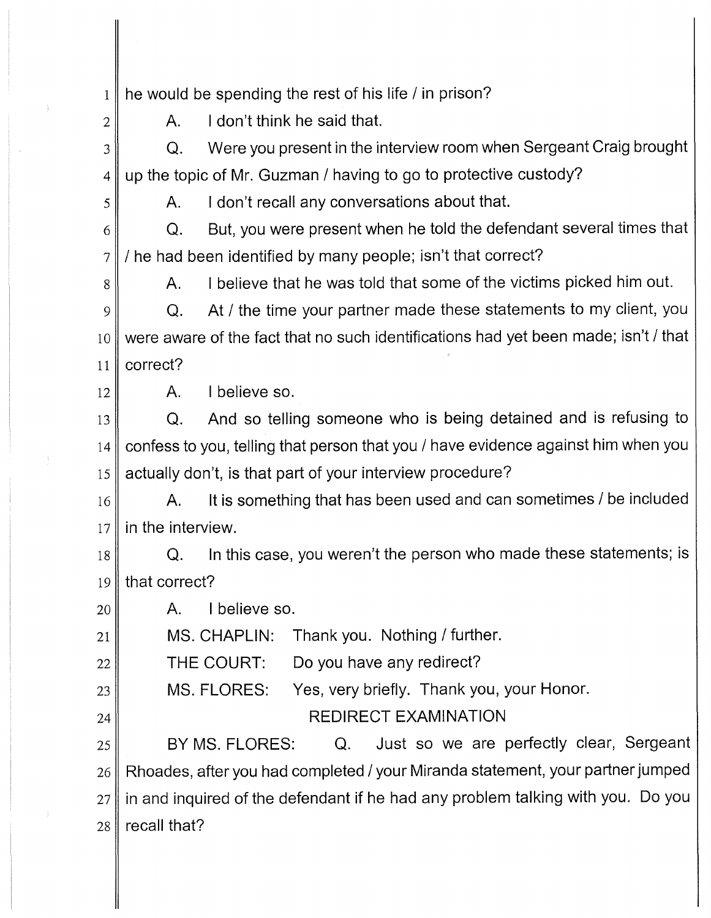he would be spending the rest of his life / in prison?

A. I don't think he said that.

Q. Were you present in the interview room when Sergeant Craig brought up the topic of Mr. Guzman / having to go to protective custody?

A. I don't recall any conversations about that.

Q. But, you were present when he told the defendant several times that / he had been identified by many people; isn't that correct?

A. I believe that he was told that some of the victims picked him out.

Q. At / the time your partner made these statements to my client, you were aware of the fact that no such identifications had yet been made; isn't / that correct?

A. I believe so.

Q. And so telling someone who is being detained and is refusing to confess to you, telling that person that you / have evidence against him when you actually don't, is that part of your interview procedure?

A. It is something that has been used and can sometimes / be included in the interview.

Q. In this case, you weren't the person who made these statements; is that correct?

A. I believe so.

MS. CHAPLIN: Thank you. Nothing / further.

THE COURT: Do you have any redirect?

MS. FLORES: Yes, very briefly. Thank you, your Honor.

REDIRECT EXAMINATION

BY MS. FLORES: Q. Just so we are perfectly clear, Sergeant Rhoades, after you had completed / your Miranda statement, your partner jumped in and inquired of the defendant if he had any problem talking with you. Do you recall that?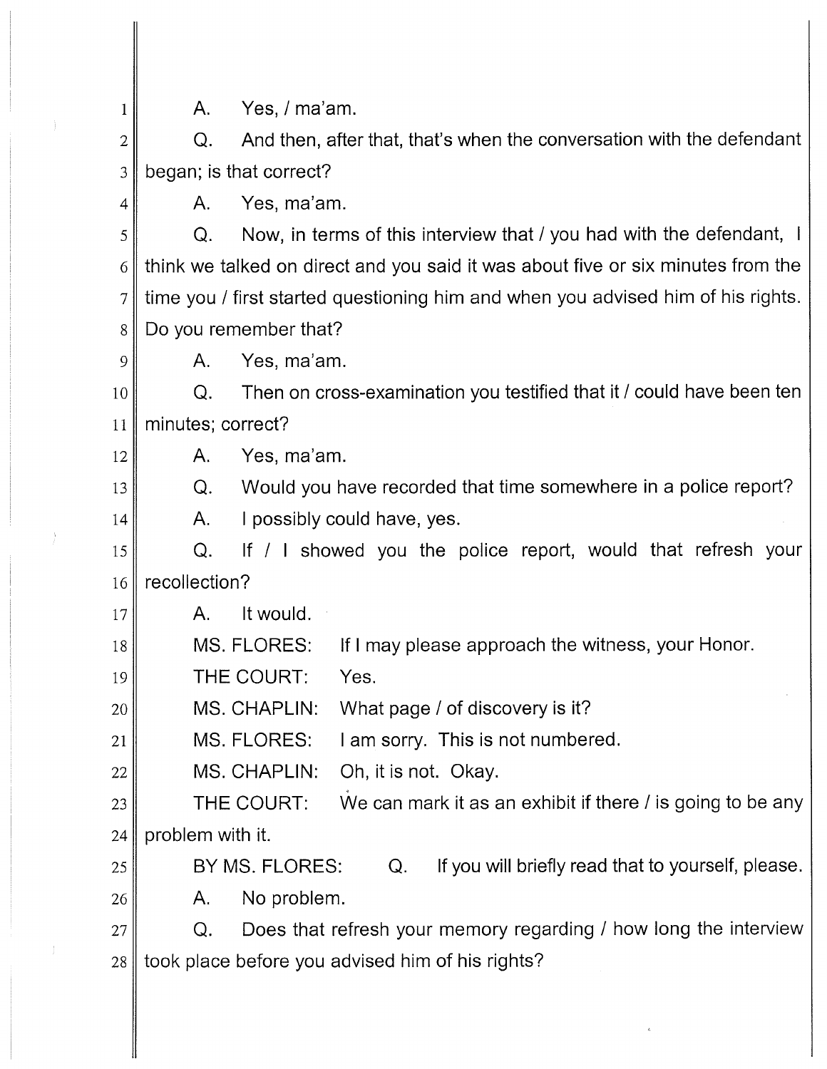A. Yes, / ma'am.

Q. And then, after that, that's when the conversation with the defendant began; is that correct?

A. Yes, ma'am.

Q. Now, in terms of this interview that / you had with the defendant, I think we talked on direct and you said it was about five or six minutes from the time you / first started questioning him and when you advised him of his rights. Do you remember that?

A. Yes, ma'am.

Q. Then on cross-examination you testified that it / could have been ten minutes; correct?

A. Yes, ma'am.

Q. Would you have recorded that time somewhere in a police report?

A. I possibly could have, yes.

Q. If / I showed you the police report, would that refresh your recollection?

A. It would.

MS. FLORES: If I may please approach the witness, your Honor.

THE COURT: Yes.

MS. CHAPLIN: What page / of discovery is it?

MS. FLORES: I am sorry. This is not numbered.

MS. CHAPLIN: Oh, it is not. Okay.

THE COURT: We can mark it as an exhibit if there / is going to be any problem with it.

BY MS. FLORES: Q. If you will briefly read that to yourself, please.

A. No problem.

Q. Does that refresh your memory regarding / how long the interview took place before you advised him of his rights?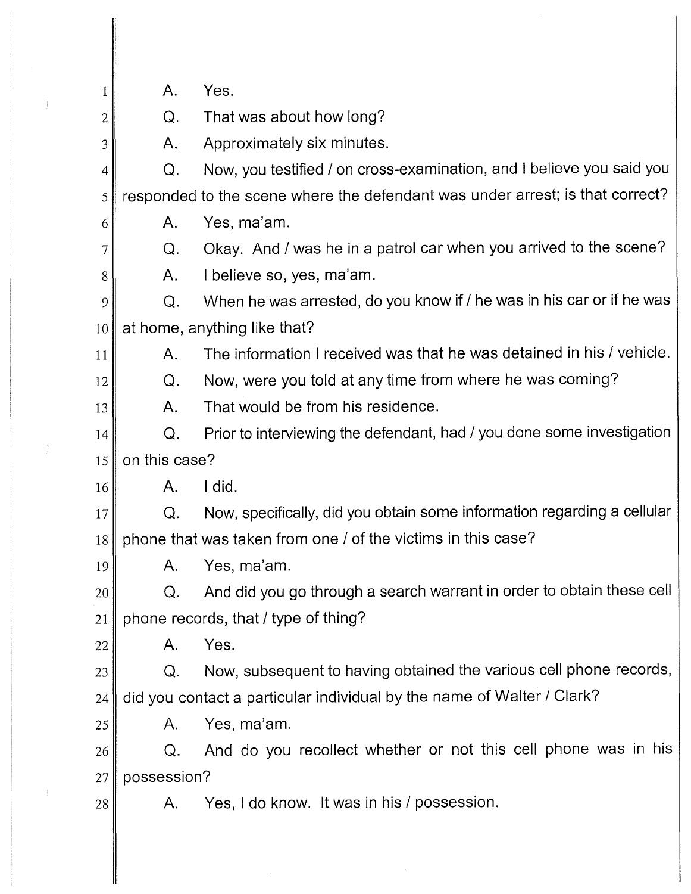A. Yes.

Q. That was about how long?

A. Approximately six minutes.

Q. Now, you testified / on cross-examination, and I believe you said you responded to the scene where the defendant was under arrest; is that correct?

A. Yes, ma'am.

Q. Okay. And / was he in a patrol car when you arrived to the scene?

A. I believe so, yes, ma'am.

Q. When he was arrested, do you know if / he was in his car or if he was at home, anything like that?

A. The information I received was that he was detained in his / vehicle.

Q. Now, were you told at any time from where he was coming?

A. That would be from his residence.

Q. Prior to interviewing the defendant, had / you done some investigation on this case?

A. I did.

Q. Now, specifically, did you obtain some information regarding a cellular phone that was taken from one / of the victims in this case?

A. Yes, ma'am.

Q. And did you go through a search warrant in order to obtain these cell phone records, that / type of thing?

A. Yes.

Q. Now, subsequent to having obtained the various cell phone records, did you contact a particular individual by the name of Walter / Clark?

A. Yes, ma'am.

Q. And do you recollect whether or not this cell phone was in his possession?

A. Yes, I do know. It was in his / possession.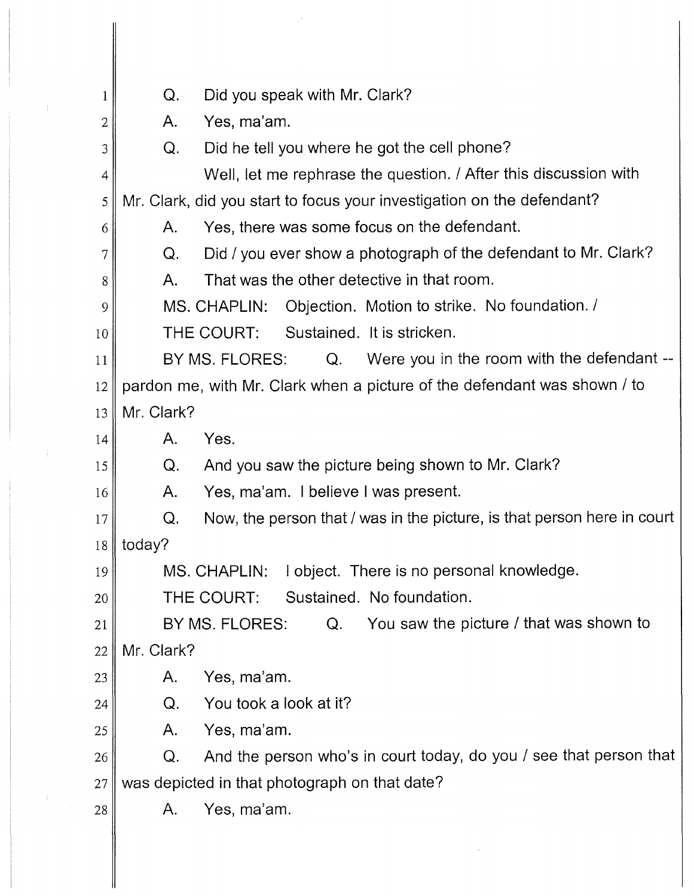Q. Did you speak with Mr. Clark?

A. Yes, ma'am.

Q. Did he tell you where he got the cell phone?

Well, let me rephrase the question. / After this discussion with Mr. Clark, did you start to focus your investigation on the defendant?

A. Yes, there was some focus on the defendant.

Q. Did / you ever show a photograph of the defendant to Mr. Clark?

A. That was the other detective in that room.

MS. CHAPLIN: Objection. Motion to strike. No foundation. /

THE COURT: Sustained. It is stricken.

BY MS. FLORES: Q. Were you in the room with the defendant -- pardon me, with Mr. Clark when a picture of the defendant was shown / to Mr. Clark?

A. Yes.

Q. And you saw the picture being shown to Mr. Clark?

A. Yes, ma'am. I believe I was present.

Q. Now, the person that / was in the picture, is that person here in court today?

MS. CHAPLIN: I object. There is no personal knowledge.

THE COURT: Sustained. No foundation.

BY MS. FLORES: Q. You saw the picture / that was shown to Mr. Clark?

A. Yes, ma'am.

Q. You took a look at it?

A. Yes, ma'am.

Q. And the person who's in court today, do you / see that person that was depicted in that photograph on that date?

A. Yes, ma'am.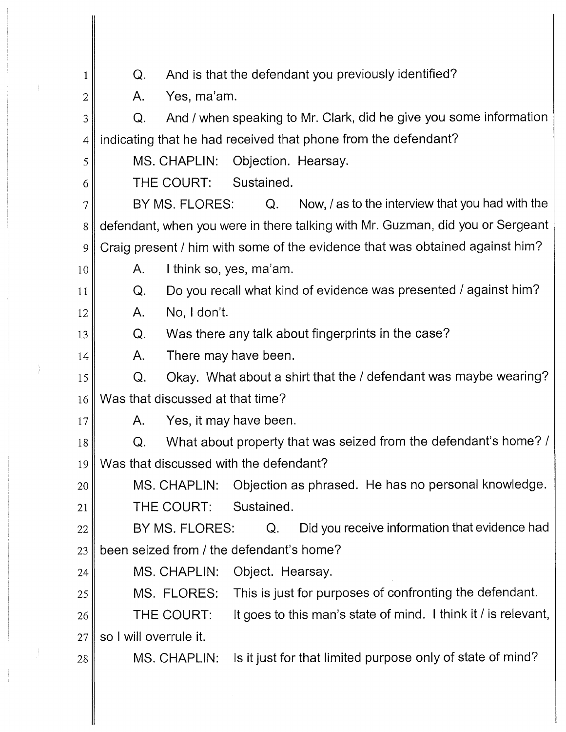Q. And is that the defendant you previously identified?

A. Yes, ma'am.

Q. And / when speaking to Mr. Clark, did he give you some information indicating that he had received that phone from the defendant?

MS. CHAPLIN: Objection. Hearsay.

THE COURT: Sustained.

BY MS. FLORES: Q. Now, / as to the interview that you had with the defendant, when you were in there talking with Mr. Guzman, did you or Sergeant Craig present / him with some of the evidence that was obtained against him?

A. I think so, yes, ma'am.

Q. Do you recall what kind of evidence was presented / against him?

A. No, I don't.

Q. Was there any talk about fingerprints in the case?

A. There may have been.

Q. Okay. What about a shirt that the / defendant was maybe wearing? Was that discussed at that time?

A. Yes, it may have been.

Q. What about property that was seized from the defendant's home? / Was that discussed with the defendant?

MS. CHAPLIN: Objection as phrased. He has no personal knowledge.

THE COURT: Sustained.

BY MS. FLORES: Q. Did you receive information that evidence had been seized from / the defendant's home?

MS. CHAPLIN: Object. Hearsay.

MS. FLORES: This is just for purposes of confronting the defendant.

THE COURT: It goes to this man's state of mind. I think it / is relevant, so I will overrule it.

MS. CHAPLIN: Is it just for that limited purpose only of state of mind?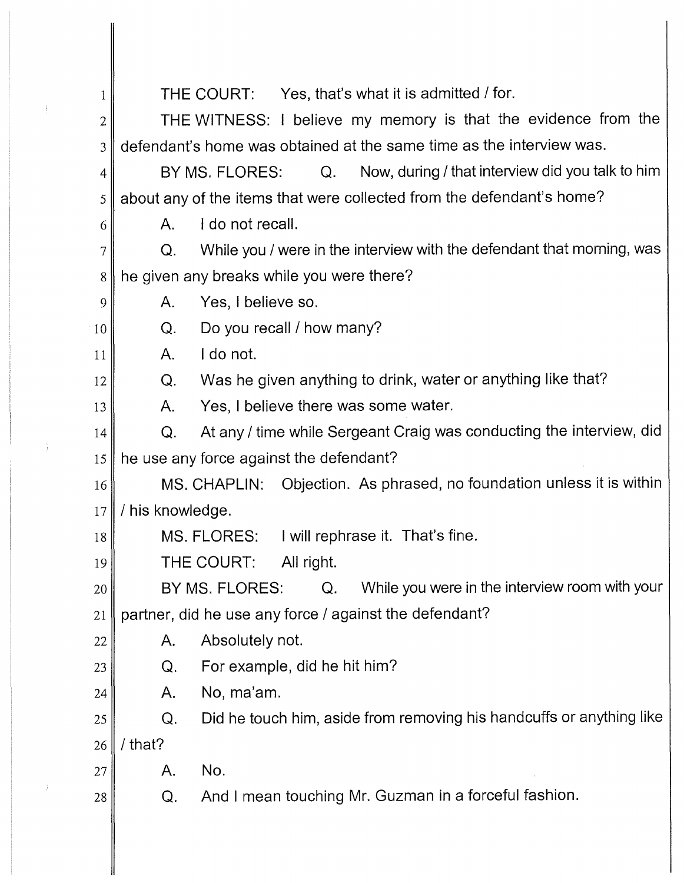THE COURT: Yes, that's what it is admitted / for.

THE WITNESS: I believe my memory is that the evidence from the defendant's home was obtained at the same time as the interview was.

BY MS. FLORES: Q. Now, during / that interview did you talk to him about any of the items that were collected from the defendant's home?

A. I do not recall.

Q. While you / were in the interview with the defendant that morning, was he given any breaks while you were there?

A. Yes, I believe so.

Q. Do you recall / how many?

A. I do not.

Q. Was he given anything to drink, water or anything like that?

A. Yes, I believe there was some water.

Q. At any / time while Sergeant Craig was conducting the interview, did he use any force against the defendant?

MS. CHAPLIN: Objection. As phrased, no foundation unless it is within / his knowledge.

MS. FLORES: I will rephrase it. That's fine.

THE COURT: All right.

BY MS. FLORES: Q. While you were in the interview room with your partner, did he use any force / against the defendant?

A. Absolutely not.

Q. For example, did he hit him?

A. No, ma'am.

Q. Did he touch him, aside from removing his handcuffs or anything like / that?

A. No.

Q. And I mean touching Mr. Guzman in a forceful fashion.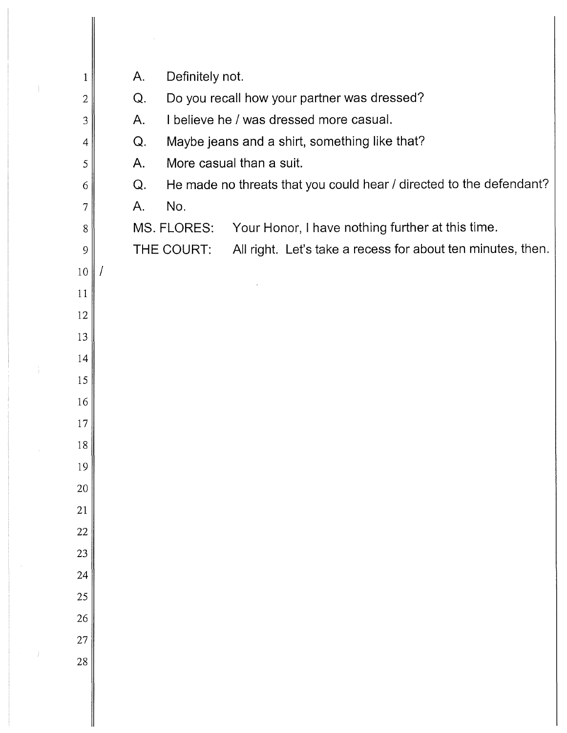A. Definitely not.

Q. Do you recall how your partner was dressed?

A. I believe he / was dressed more casual.

Q. Maybe jeans and a shirt, something like that?

A. More casual than a suit.

Q. He made no threats that you could hear / directed to the defendant?

A. No.

MS. FLORES: Your Honor, I have nothing further at this time.

THE COURT: All right. Let's take a recess for about ten minutes, then.

/